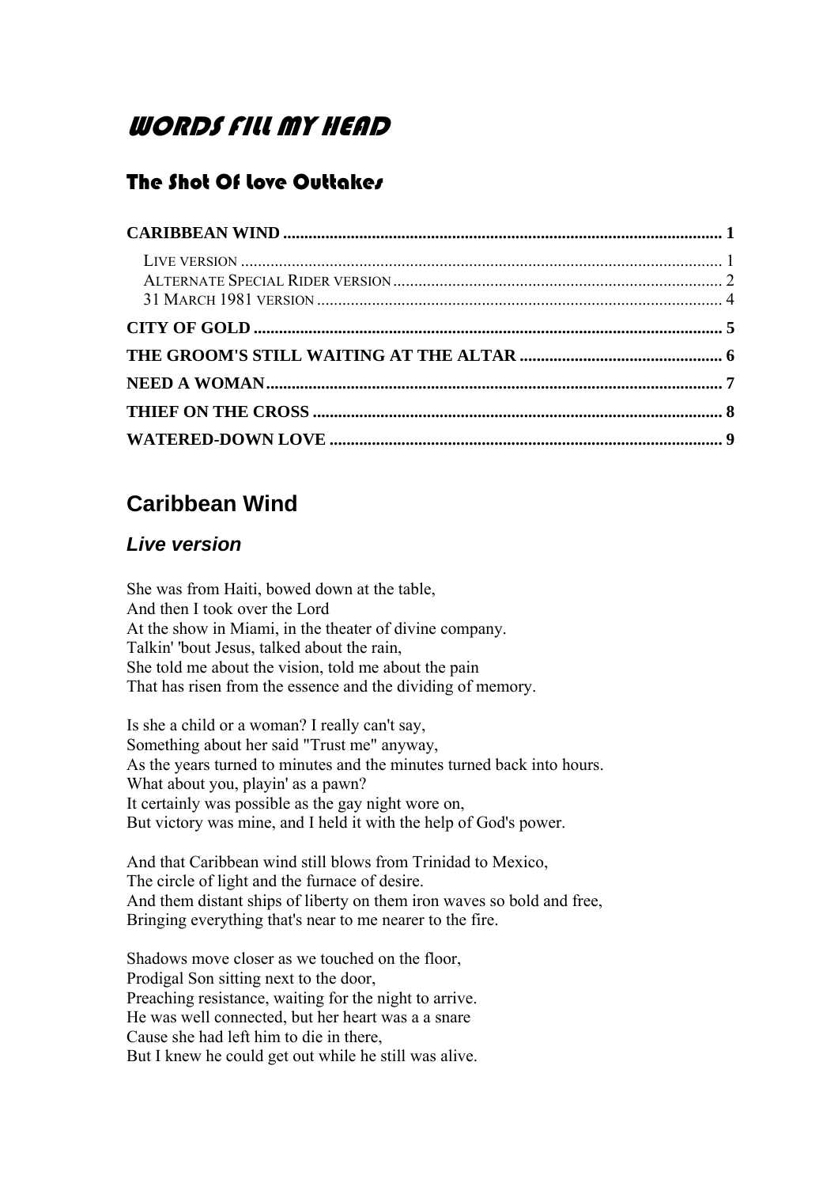# WORDS FILL MY HEAD

## The Shot Of Love Outtakes

**CARIBBEAN WIND** ........ 1
- LIVE VERSION ........ 1
- ALTERNATE SPECIAL RIDER VERSION ........ 2
- 31 MARCH 1981 VERSION ........ 4

**CITY OF GOLD** ........ 5

**THE GROOM'S STILL WAITING AT THE ALTAR** ........ 6

**NEED A WOMAN** ........ 7

**THIEF ON THE CROSS** ........ 8

**WATERED-DOWN LOVE** ........ 9

## Caribbean Wind

### *Live version*

She was from Haiti, bowed down at the table,
And then I took over the Lord
At the show in Miami, in the theater of divine company.
Talkin' 'bout Jesus, talked about the rain,
She told me about the vision, told me about the pain
That has risen from the essence and the dividing of memory.

Is she a child or a woman? I really can't say,
Something about her said "Trust me" anyway,
As the years turned to minutes and the minutes turned back into hours.
What about you, playin' as a pawn?
It certainly was possible as the gay night wore on,
But victory was mine, and I held it with the help of God's power.

And that Caribbean wind still blows from Trinidad to Mexico,
The circle of light and the furnace of desire.
And them distant ships of liberty on them iron waves so bold and free,
Bringing everything that's near to me nearer to the fire.

Shadows move closer as we touched on the floor,
Prodigal Son sitting next to the door,
Preaching resistance, waiting for the night to arrive.
He was well connected, but her heart was a a snare
Cause she had left him to die in there,
But I knew he could get out while he still was alive.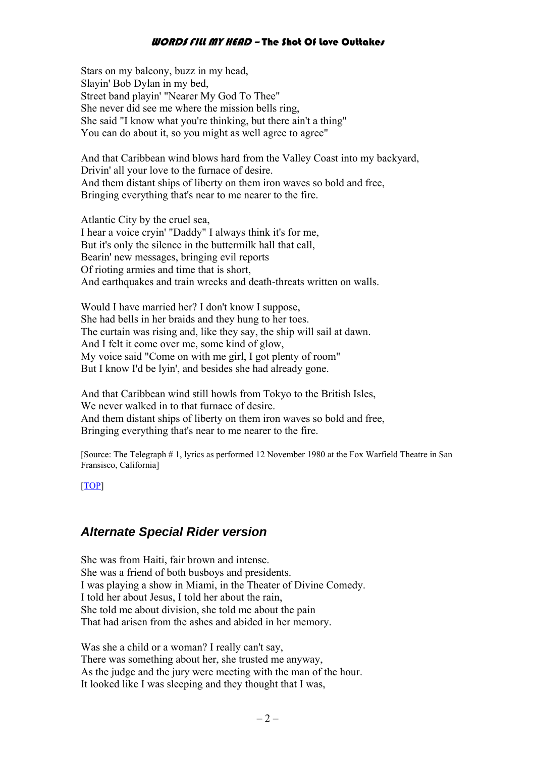Stars on my balcony, buzz in my head,
Slayin' Bob Dylan in my bed,
Street band playin' "Nearer My God To Thee"
She never did see me where the mission bells ring,
She said "I know what you're thinking, but there ain't a thing"
You can do about it, so you might as well agree to agree"

And that Caribbean wind blows hard from the Valley Coast into my backyard,
Drivin' all your love to the furnace of desire.
And them distant ships of liberty on them iron waves so bold and free,
Bringing everything that's near to me nearer to the fire.

Atlantic City by the cruel sea,
I hear a voice cryin' "Daddy" I always think it's for me,
But it's only the silence in the buttermilk hall that call,
Bearin' new messages, bringing evil reports
Of rioting armies and time that is short,
And earthquakes and train wrecks and death-threats written on walls.

Would I have married her? I don't know I suppose,
She had bells in her braids and they hung to her toes.
The curtain was rising and, like they say, the ship will sail at dawn.
And I felt it come over me, some kind of glow,
My voice said "Come on with me girl, I got plenty of room"
But I know I'd be lyin', and besides she had already gone.

And that Caribbean wind still howls from Tokyo to the British Isles,
We never walked in to that furnace of desire.
And them distant ships of liberty on them iron waves so bold and free,
Bringing everything that's near to me nearer to the fire.

[Source: The Telegraph # 1, lyrics as performed 12 November 1980 at the Fox Warfield Theatre in San Fransisco, California]

[TOP]

## *Alternate Special Rider version*

She was from Haiti, fair brown and intense.
She was a friend of both busboys and presidents.
I was playing a show in Miami, in the Theater of Divine Comedy.
I told her about Jesus, I told her about the rain,
She told me about division, she told me about the pain
That had arisen from the ashes and abided in her memory.

Was she a child or a woman? I really can't say,
There was something about her, she trusted me anyway,
As the judge and the jury were meeting with the man of the hour.
It looked like I was sleeping and they thought that I was,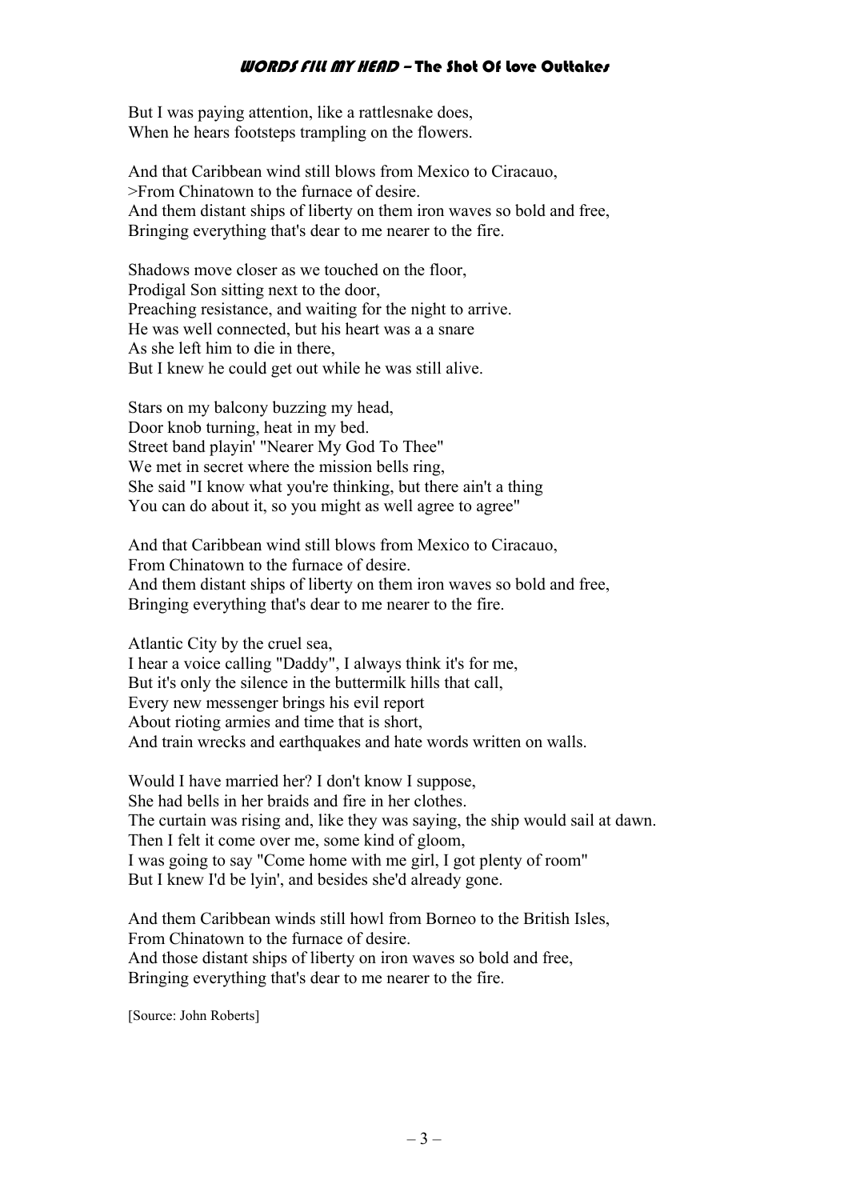But I was paying attention, like a rattlesnake does,
When he hears footsteps trampling on the flowers.

And that Caribbean wind still blows from Mexico to Ciracauo,
>From Chinatown to the furnace of desire.
And them distant ships of liberty on them iron waves so bold and free,
Bringing everything that's dear to me nearer to the fire.

Shadows move closer as we touched on the floor,
Prodigal Son sitting next to the door,
Preaching resistance, and waiting for the night to arrive.
He was well connected, but his heart was a a snare
As she left him to die in there,
But I knew he could get out while he was still alive.

Stars on my balcony buzzing my head,
Door knob turning, heat in my bed.
Street band playin' "Nearer My God To Thee"
We met in secret where the mission bells ring,
She said "I know what you're thinking, but there ain't a thing
You can do about it, so you might as well agree to agree"

And that Caribbean wind still blows from Mexico to Ciracauo,
From Chinatown to the furnace of desire.
And them distant ships of liberty on them iron waves so bold and free,
Bringing everything that's dear to me nearer to the fire.

Atlantic City by the cruel sea,
I hear a voice calling "Daddy", I always think it's for me,
But it's only the silence in the buttermilk hills that call,
Every new messenger brings his evil report
About rioting armies and time that is short,
And train wrecks and earthquakes and hate words written on walls.

Would I have married her? I don't know I suppose,
She had bells in her braids and fire in her clothes.
The curtain was rising and, like they was saying, the ship would sail at dawn.
Then I felt it come over me, some kind of gloom,
I was going to say "Come home with me girl, I got plenty of room"
But I knew I'd be lyin', and besides she'd already gone.

And them Caribbean winds still howl from Borneo to the British Isles,
From Chinatown to the furnace of desire.
And those distant ships of liberty on iron waves so bold and free,
Bringing everything that's dear to me nearer to the fire.

[Source: John Roberts]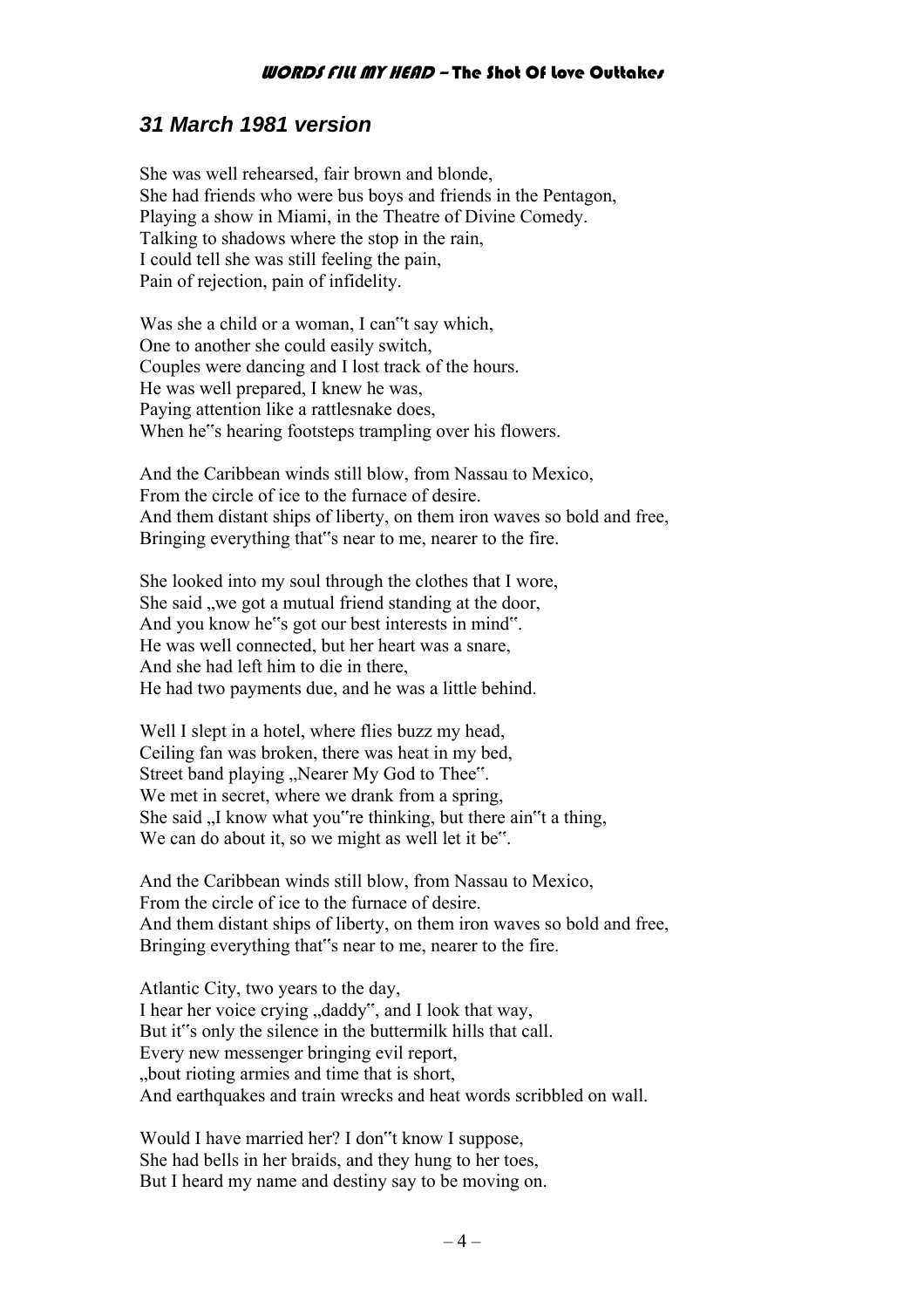## *31 March 1981 version*

She was well rehearsed, fair brown and blonde,
She had friends who were bus boys and friends in the Pentagon,
Playing a show in Miami, in the Theatre of Divine Comedy.
Talking to shadows where the stop in the rain,
I could tell she was still feeling the pain,
Pain of rejection, pain of infidelity.

Was she a child or a woman, I can‟t say which,
One to another she could easily switch,
Couples were dancing and I lost track of the hours.
He was well prepared, I knew he was,
Paying attention like a rattlesnake does,
When he‟s hearing footsteps trampling over his flowers.

And the Caribbean winds still blow, from Nassau to Mexico,
From the circle of ice to the furnace of desire.
And them distant ships of liberty, on them iron waves so bold and free,
Bringing everything that‟s near to me, nearer to the fire.

She looked into my soul through the clothes that I wore,
She said „we got a mutual friend standing at the door,
And you know he‟s got our best interests in mind‟.
He was well connected, but her heart was a snare,
And she had left him to die in there,
He had two payments due, and he was a little behind.

Well I slept in a hotel, where flies buzz my head,
Ceiling fan was broken, there was heat in my bed,
Street band playing „Nearer My God to Thee‟.
We met in secret, where we drank from a spring,
She said „I know what you‟re thinking, but there ain‟t a thing,
We can do about it, so we might as well let it be‟.

And the Caribbean winds still blow, from Nassau to Mexico,
From the circle of ice to the furnace of desire.
And them distant ships of liberty, on them iron waves so bold and free,
Bringing everything that‟s near to me, nearer to the fire.

Atlantic City, two years to the day,
I hear her voice crying „daddy‟, and I look that way,
But it‟s only the silence in the buttermilk hills that call.
Every new messenger bringing evil report,
„bout rioting armies and time that is short,
And earthquakes and train wrecks and heat words scribbled on wall.

Would I have married her? I don‟t know I suppose,
She had bells in her braids, and they hung to her toes,
But I heard my name and destiny say to be moving on.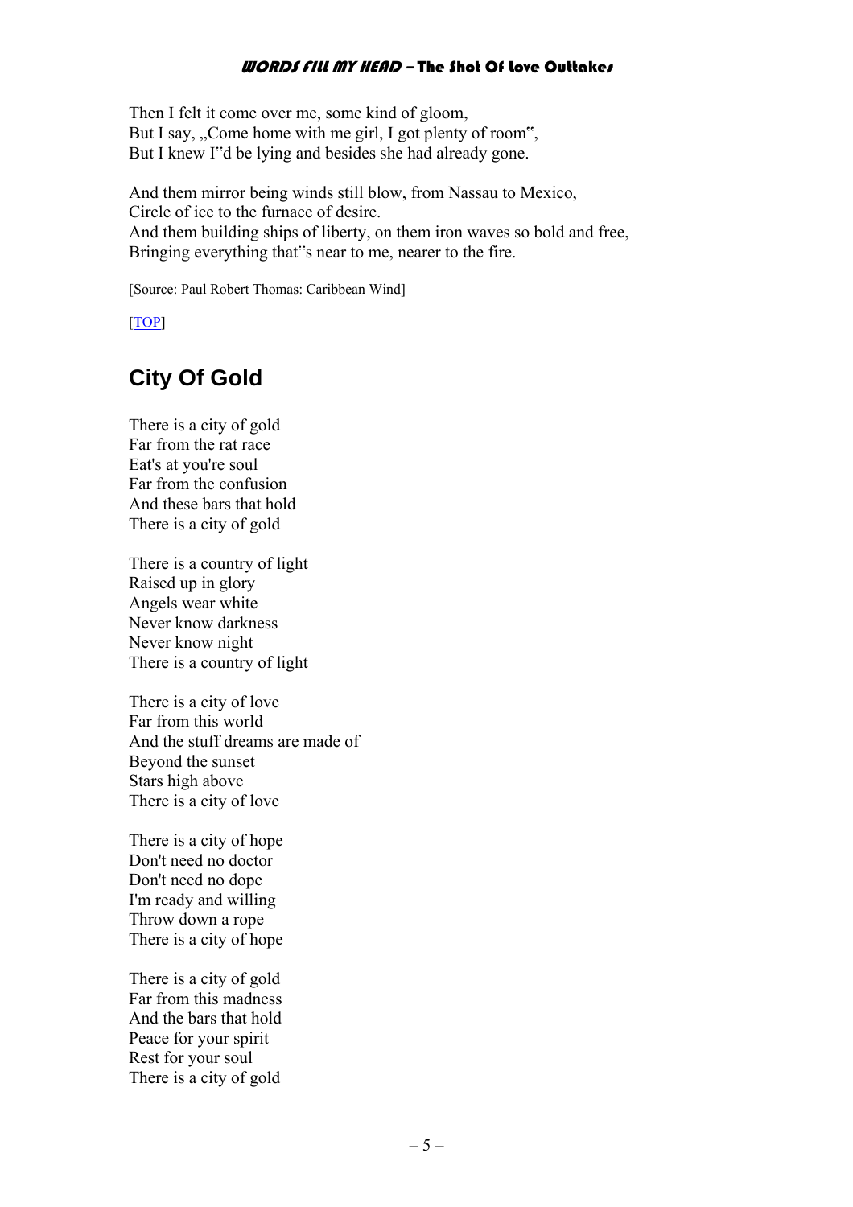Then I felt it come over me, some kind of gloom,
But I say, „Come home with me girl, I got plenty of room",
But I knew I"d be lying and besides she had already gone.

And them mirror being winds still blow, from Nassau to Mexico,
Circle of ice to the furnace of desire.
And them building ships of liberty, on them iron waves so bold and free,
Bringing everything that"s near to me, nearer to the fire.

[Source: Paul Robert Thomas: Caribbean Wind]

[TOP]

## City Of Gold

There is a city of gold
Far from the rat race
Eat's at you're soul
Far from the confusion
And these bars that hold
There is a city of gold

There is a country of light
Raised up in glory
Angels wear white
Never know darkness
Never know night
There is a country of light

There is a city of love
Far from this world
And the stuff dreams are made of
Beyond the sunset
Stars high above
There is a city of love

There is a city of hope
Don't need no doctor
Don't need no dope
I'm ready and willing
Throw down a rope
There is a city of hope

There is a city of gold
Far from this madness
And the bars that hold
Peace for your spirit
Rest for your soul
There is a city of gold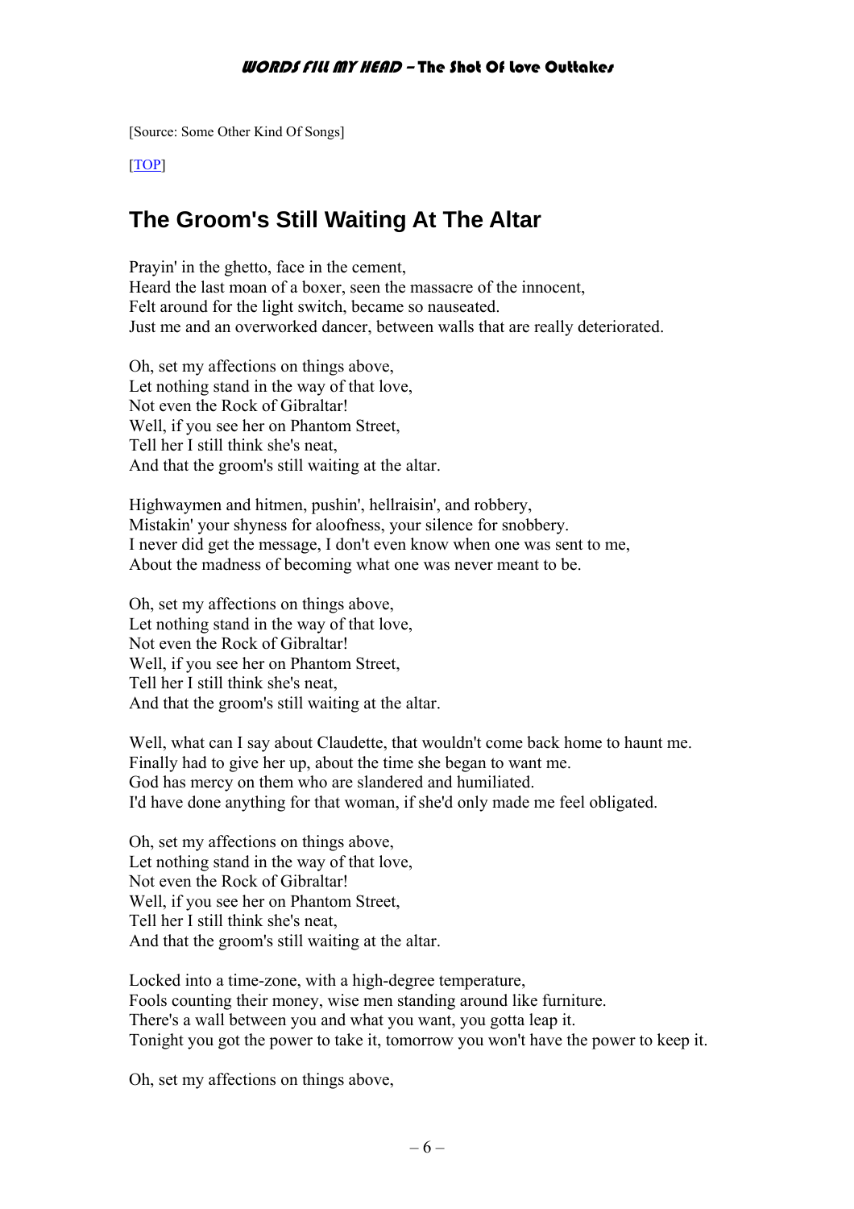[Source: Some Other Kind Of Songs]

[TOP]

## The Groom's Still Waiting At The Altar

Prayin' in the ghetto, face in the cement,
Heard the last moan of a boxer, seen the massacre of the innocent,
Felt around for the light switch, became so nauseated.
Just me and an overworked dancer, between walls that are really deteriorated.

Oh, set my affections on things above,
Let nothing stand in the way of that love,
Not even the Rock of Gibraltar!
Well, if you see her on Phantom Street,
Tell her I still think she's neat,
And that the groom's still waiting at the altar.

Highwaymen and hitmen, pushin', hellraisin', and robbery,
Mistakin' your shyness for aloofness, your silence for snobbery.
I never did get the message, I don't even know when one was sent to me,
About the madness of becoming what one was never meant to be.

Oh, set my affections on things above,
Let nothing stand in the way of that love,
Not even the Rock of Gibraltar!
Well, if you see her on Phantom Street,
Tell her I still think she's neat,
And that the groom's still waiting at the altar.

Well, what can I say about Claudette, that wouldn't come back home to haunt me.
Finally had to give her up, about the time she began to want me.
God has mercy on them who are slandered and humiliated.
I'd have done anything for that woman, if she'd only made me feel obligated.

Oh, set my affections on things above,
Let nothing stand in the way of that love,
Not even the Rock of Gibraltar!
Well, if you see her on Phantom Street,
Tell her I still think she's neat,
And that the groom's still waiting at the altar.

Locked into a time-zone, with a high-degree temperature,
Fools counting their money, wise men standing around like furniture.
There's a wall between you and what you want, you gotta leap it.
Tonight you got the power to take it, tomorrow you won't have the power to keep it.

Oh, set my affections on things above,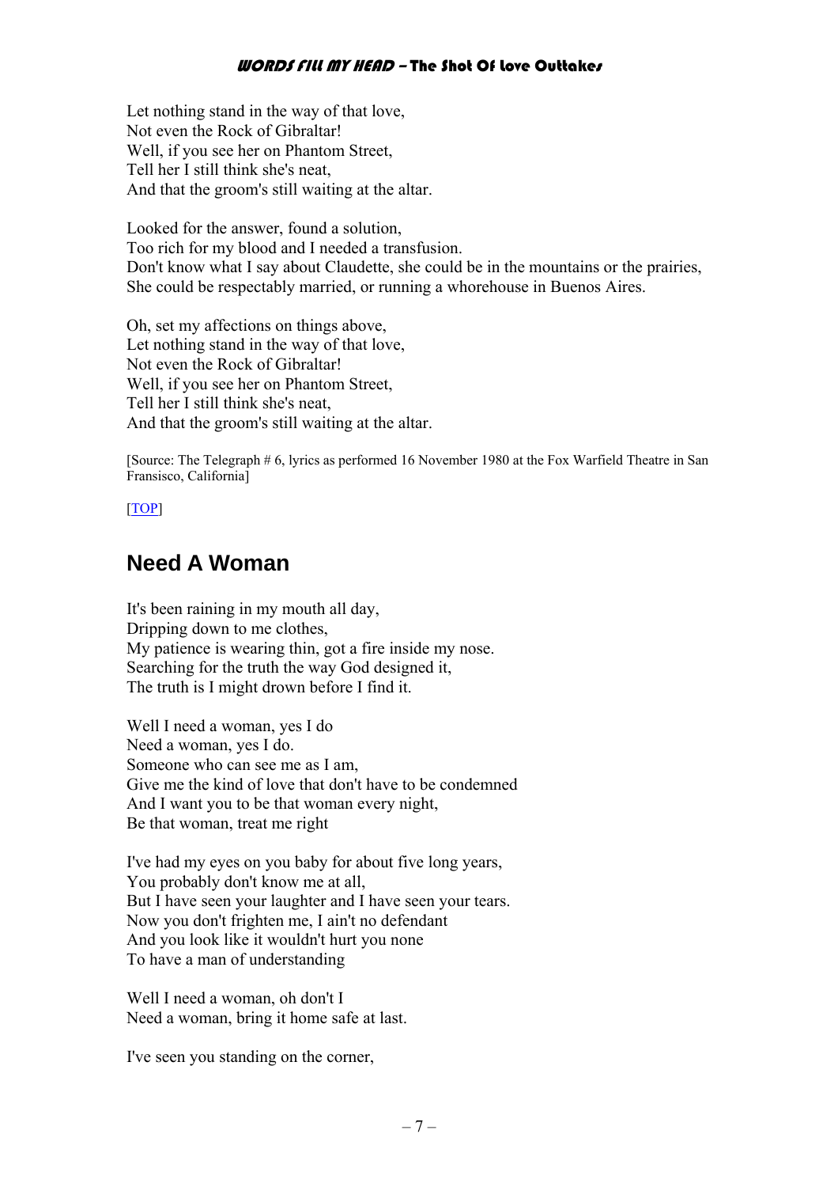Let nothing stand in the way of that love,
Not even the Rock of Gibraltar!
Well, if you see her on Phantom Street,
Tell her I still think she's neat,
And that the groom's still waiting at the altar.

Looked for the answer, found a solution,
Too rich for my blood and I needed a transfusion.
Don't know what I say about Claudette, she could be in the mountains or the prairies,
She could be respectably married, or running a whorehouse in Buenos Aires.

Oh, set my affections on things above,
Let nothing stand in the way of that love,
Not even the Rock of Gibraltar!
Well, if you see her on Phantom Street,
Tell her I still think she's neat,
And that the groom's still waiting at the altar.

[Source: The Telegraph # 6, lyrics as performed 16 November 1980 at the Fox Warfield Theatre in San Fransisco, California]

[TOP]

## Need A Woman

It's been raining in my mouth all day,
Dripping down to me clothes,
My patience is wearing thin, got a fire inside my nose.
Searching for the truth the way God designed it,
The truth is I might drown before I find it.

Well I need a woman, yes I do
Need a woman, yes I do.
Someone who can see me as I am,
Give me the kind of love that don't have to be condemned
And I want you to be that woman every night,
Be that woman, treat me right

I've had my eyes on you baby for about five long years,
You probably don't know me at all,
But I have seen your laughter and I have seen your tears.
Now you don't frighten me, I ain't no defendant
And you look like it wouldn't hurt you none
To have a man of understanding

Well I need a woman, oh don't I
Need a woman, bring it home safe at last.

I've seen you standing on the corner,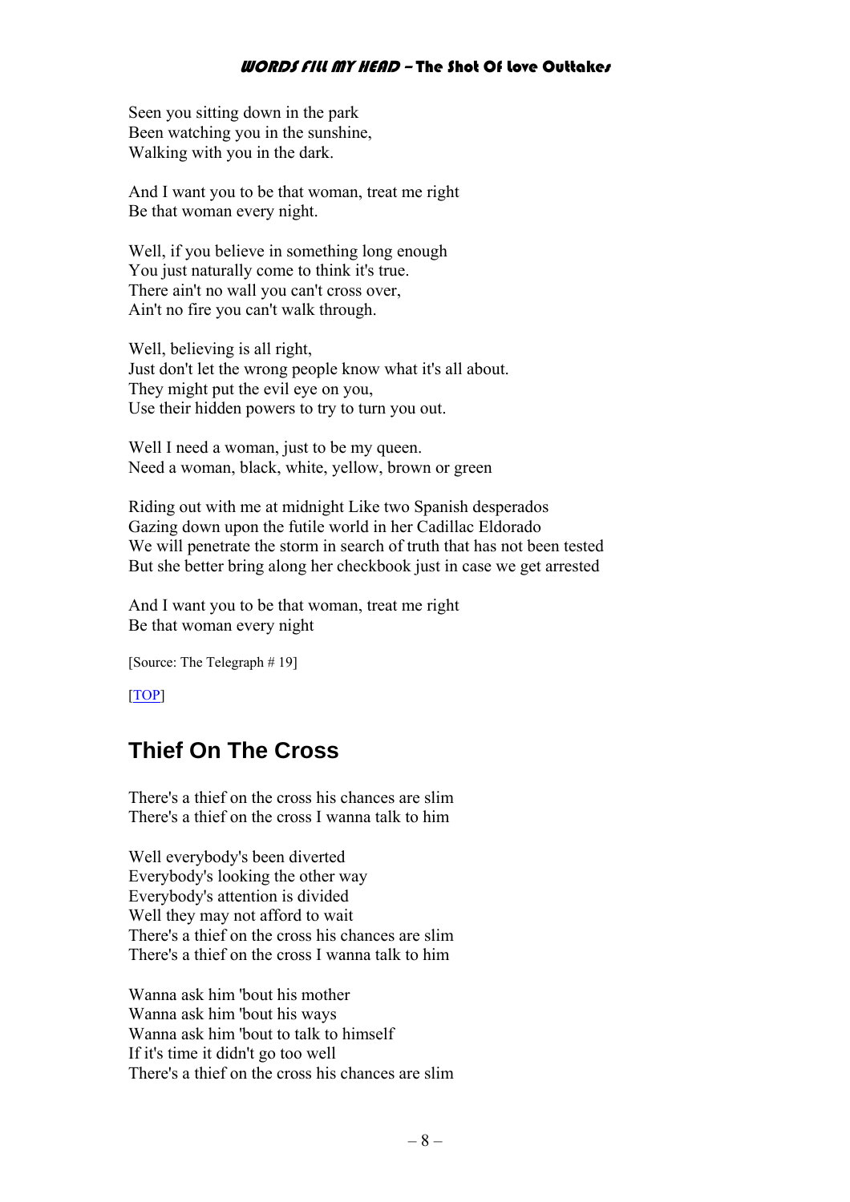Seen you sitting down in the park
Been watching you in the sunshine,
Walking with you in the dark.

And I want you to be that woman, treat me right
Be that woman every night.

Well, if you believe in something long enough
You just naturally come to think it's true.
There ain't no wall you can't cross over,
Ain't no fire you can't walk through.

Well, believing is all right,
Just don't let the wrong people know what it's all about.
They might put the evil eye on you,
Use their hidden powers to try to turn you out.

Well I need a woman, just to be my queen.
Need a woman, black, white, yellow, brown or green

Riding out with me at midnight Like two Spanish desperados
Gazing down upon the futile world in her Cadillac Eldorado
We will penetrate the storm in search of truth that has not been tested
But she better bring along her checkbook just in case we get arrested

And I want you to be that woman, treat me right
Be that woman every night

[Source: The Telegraph # 19]

[TOP]

## Thief On The Cross

There's a thief on the cross his chances are slim
There's a thief on the cross I wanna talk to him

Well everybody's been diverted
Everybody's looking the other way
Everybody's attention is divided
Well they may not afford to wait
There's a thief on the cross his chances are slim
There's a thief on the cross I wanna talk to him

Wanna ask him 'bout his mother
Wanna ask him 'bout his ways
Wanna ask him 'bout to talk to himself
If it's time it didn't go too well
There's a thief on the cross his chances are slim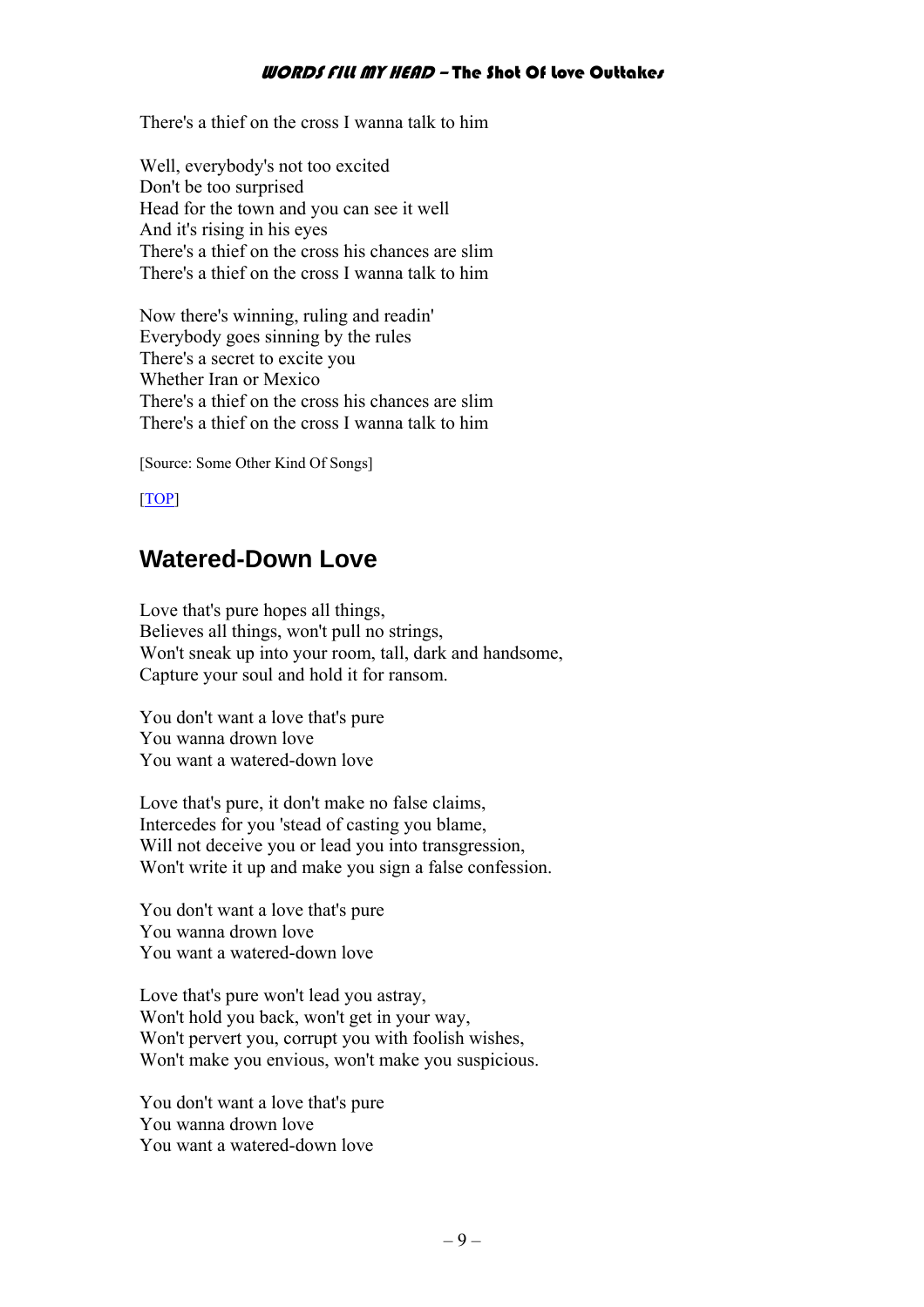There's a thief on the cross I wanna talk to him

Well, everybody's not too excited
Don't be too surprised
Head for the town and you can see it well
And it's rising in his eyes
There's a thief on the cross his chances are slim
There's a thief on the cross I wanna talk to him

Now there's winning, ruling and readin'
Everybody goes sinning by the rules
There's a secret to excite you
Whether Iran or Mexico
There's a thief on the cross his chances are slim
There's a thief on the cross I wanna talk to him

[Source: Some Other Kind Of Songs]

[TOP]

## Watered-Down Love

Love that's pure hopes all things,
Believes all things, won't pull no strings,
Won't sneak up into your room, tall, dark and handsome,
Capture your soul and hold it for ransom.

You don't want a love that's pure
You wanna drown love
You want a watered-down love

Love that's pure, it don't make no false claims,
Intercedes for you 'stead of casting you blame,
Will not deceive you or lead you into transgression,
Won't write it up and make you sign a false confession.

You don't want a love that's pure
You wanna drown love
You want a watered-down love

Love that's pure won't lead you astray,
Won't hold you back, won't get in your way,
Won't pervert you, corrupt you with foolish wishes,
Won't make you envious, won't make you suspicious.

You don't want a love that's pure
You wanna drown love
You want a watered-down love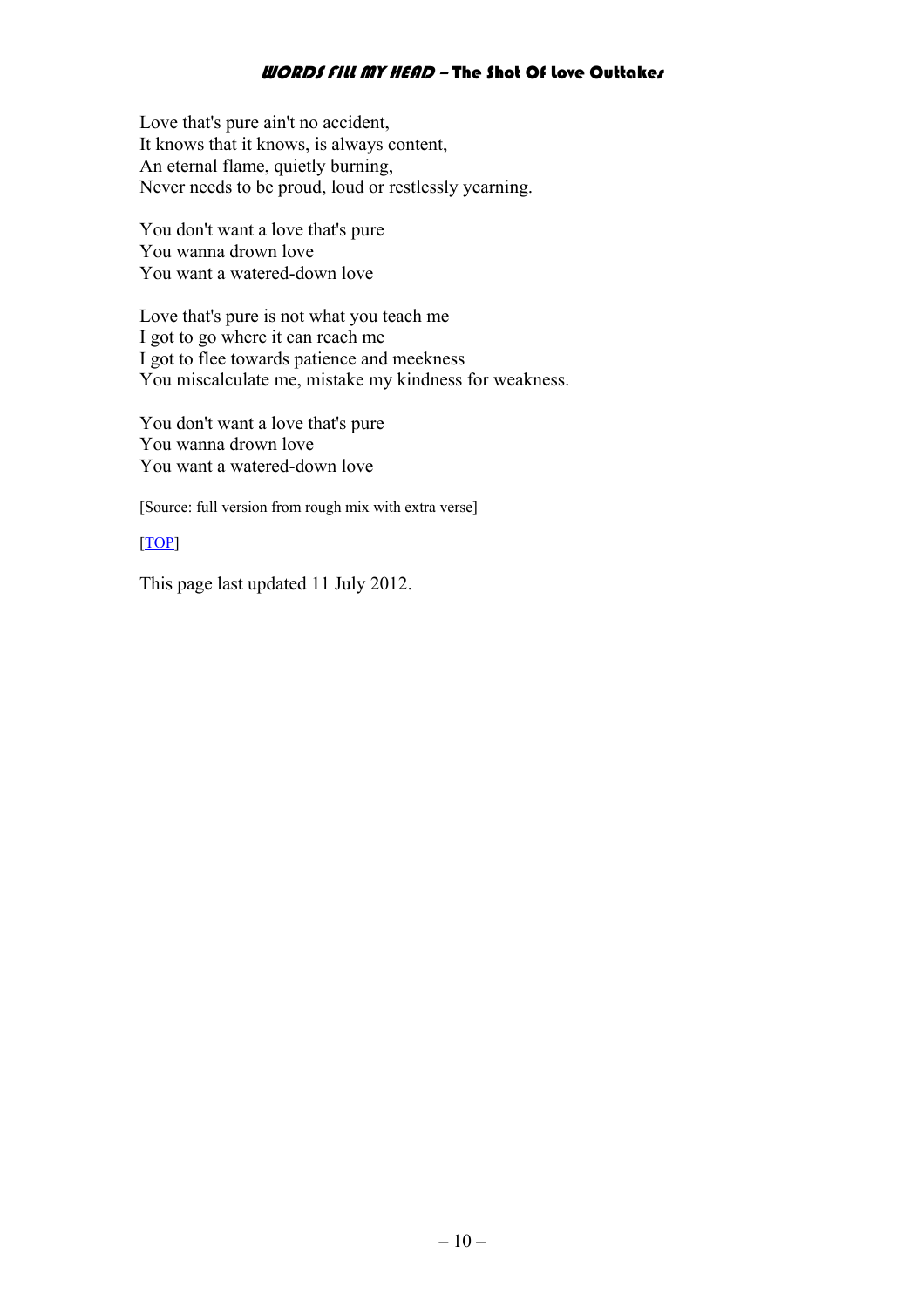Love that's pure ain't no accident,
It knows that it knows, is always content,
An eternal flame, quietly burning,
Never needs to be proud, loud or restlessly yearning.

You don't want a love that's pure
You wanna drown love
You want a watered-down love

Love that's pure is not what you teach me
I got to go where it can reach me
I got to flee towards patience and meekness
You miscalculate me, mistake my kindness for weakness.

You don't want a love that's pure
You wanna drown love
You want a watered-down love

[Source: full version from rough mix with extra verse]

[TOP]

This page last updated 11 July 2012.